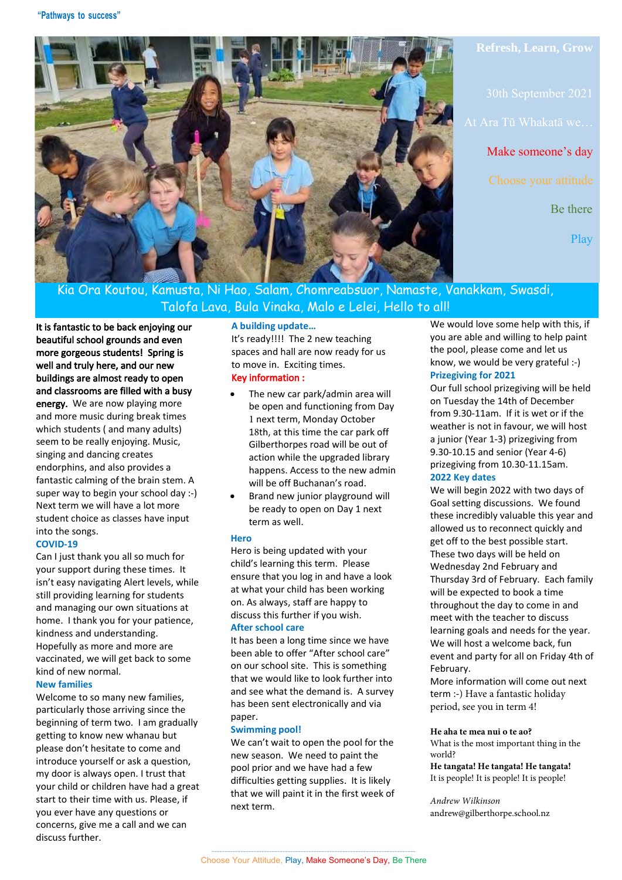"Pathways to success"

**Refresh, Learn, Grow**

30th September 2021

At Ara Tū Whakatā we…

Make someone's day

Choose your attitude

Be there

Play

Kia Ora Koutou, Kamusta, Ni Hao, Salam, Chomreabsuor, Namaste, Vanakkam, Swasdi, Talofa Lava, Bula Vinaka, Malo e Lelei, Hello to all!

**It is fantastic to be back enjoying our beautiful school grounds and even more gorgeous students! Spring is well and truly here, and our new buildings are almost ready to open and classrooms are filled with a busy energy.** We are now playing more and more music during break times which students ( and many adults) seem to be really enjoying. Music, singing and dancing creates endorphins, and also provides a fantastic calming of the brain stem. A super way to begin your school day :-) Next term we will have a lot more student choice as classes have input into the songs.

### COVID-19

Can I just thank you all so much for your support during these times. It isn't easy navigating Alert levels, while still providing learning for students and managing our own situations at home. I thank you for your patience, kindness and understanding. Hopefully as more and more are vaccinated, we will get back to some kind of new normal.

### New families

Welcome to so many new families, particularly those arriving since the beginning of term two. I am gradually getting to know new whanau but please don't hesitate to come and introduce yourself or ask a question, my door is always open. I trust that your child or children have had a great start to their time with us. Please, if you ever have any questions or concerns, give me a call and we can discuss further.

### A building update…

It's ready!!!! The 2 new teaching spaces and hall are now ready for us to move in. Exciting times.

Key information :

- The new car park/admin area will be open and functioning from Day 1 next term, Monday October 18th, at this time the car park off Gilberthorpes road will be out of action while the upgraded library happens. Access to the new admin will be off Buchanan's road.
- Brand new junior playground will be ready to open on Day 1 next term as well.

### Hero

Hero is being updated with your child's learning this term. Please ensure that you log in and have a look at what your child has been working on. As always, staff are happy to discuss this further if you wish.

### After school care

It has been a long time since we have been able to offer "After school care" on our school site. This is something that we would like to look further into and see what the demand is. A survey has been sent electronically and via paper.

### Swimming pool!

We can't wait to open the pool for the new season. We need to paint the pool prior and we have had a few difficulties getting supplies. It is likely that we will paint it in the first week of next term. We would love some help with this, if you are able and willing to help paint the pool, please come and let us know, we would be very grateful :-)

### Prizegiving for 2021

Our full school prizegiving will be held on Tuesday the 14th of December from 9.30-11am. If it is wet or if the weather is not in favour, we will host a junior (Year 1-3) prizegiving from 9.30-10.15 and senior (Year 4-6) prizegiving from 10.30-11.15am.

### 2022 Key dates

We will begin 2022 with two days of Goal setting discussions. We found these incredibly valuable this year and allowed us to reconnect quickly and get off to the best possible start. These two days will be held on Wednesday 2nd February and Thursday 3rd of February. Each family will be expected to book a time throughout the day to come in and meet with the teacher to discuss learning goals and needs for the year. We will host a welcome back, fun event and party for all on Friday 4th of February.

More information will come out next term :-) Have a fantastic holiday period, see you in term 4!

**He aha te mea nui o te ao?**
What is the most important thing in the world?
**He tangata! He tangata! He tangata!**
It is people! It is people! It is people!

*Andrew Wilkinson*
andrew@gilberthorpe.school.nz

Choose Your Attitude, Play, Make Someone's Day, Be There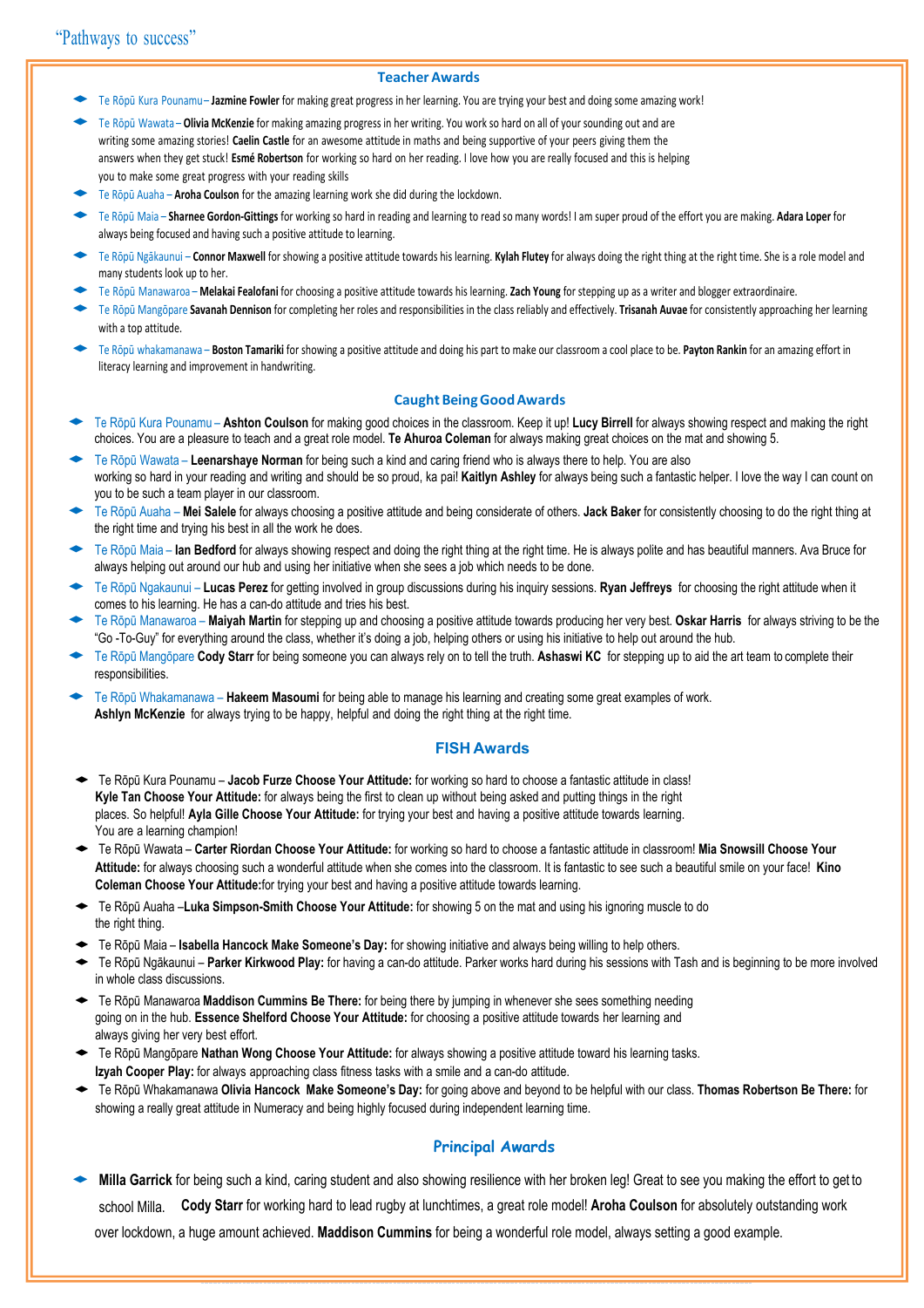“Pathways to success”

## Teacher Awards

- Te Rōpū Kura Pounamu – **Jazmine Fowler** for making great progress in her learning. You are trying your best and doing some amazing work!
- Te Rōpū Wawata – **Olivia McKenzie** for making amazing progress in her writing. You work so hard on all of your sounding out and are writing some amazing stories! **Caelin Castle** for an awesome attitude in maths and being supportive of your peers giving them the answers when they get stuck! **Esmé Robertson** for working so hard on her reading. I love how you are really focused and this is helping you to make some great progress with your reading skills
- Te Rōpū Auaha – **Aroha Coulson** for the amazing learning work she did during the lockdown.
- Te Rōpū Maia – **Sharnee Gordon-Gittings** for working so hard in reading and learning to read so many words! I am super proud of the effort you are making. **Adara Loper** for always being focused and having such a positive attitude to learning.
- Te Rōpū Ngākaunui – **Connor Maxwell** for showing a positive attitude towards his learning. **Kylah Flutey** for always doing the right thing at the right time. She is a role model and many students look up to her.
- Te Rōpū Manawaroa – **Melakai Fealofani** for choosing a positive attitude towards his learning. **Zach Young** for stepping up as a writer and blogger extraordinaire.
- Te Rōpū Mangōpare **Savanah Dennison** for completing her roles and responsibilities in the class reliably and effectively. **Trisanah Auvae** for consistently approaching her learning with a top attitude.
- Te Rōpū whakamanawa – **Boston Tamariki** for showing a positive attitude and doing his part to make our classroom a cool place to be. **Payton Rankin** for an amazing effort in literacy learning and improvement in handwriting.

## Caught Being Good Awards

- Te Rōpū Kura Pounamu – **Ashton Coulson** for making good choices in the classroom. Keep it up! **Lucy Birrell** for always showing respect and making the right choices. You are a pleasure to teach and a great role model. **Te Ahuroa Coleman** for always making great choices on the mat and showing 5.
- Te Rōpū Wawata – **Leenarshaye Norman** for being such a kind and caring friend who is always there to help. You are also working so hard in your reading and writing and should be so proud, ka pai! **Kaitlyn Ashley** for always being such a fantastic helper. I love the way I can count on you to be such a team player in our classroom.
- Te Rōpū Auaha – **Mei Salele** for always choosing a positive attitude and being considerate of others. **Jack Baker** for consistently choosing to do the right thing at the right time and trying his best in all the work he does.
- Te Rōpū Maia – **Ian Bedford** for always showing respect and doing the right thing at the right time. He is always polite and has beautiful manners. Ava Bruce for always helping out around our hub and using her initiative when she sees a job which needs to be done.
- Te Rōpū Ngakaunui – **Lucas Perez** for getting involved in group discussions during his inquiry sessions. **Ryan Jeffreys** for choosing the right attitude when it comes to his learning. He has a can-do attitude and tries his best.
- Te Rōpū Manawaroa – **Maiyah Martin** for stepping up and choosing a positive attitude towards producing her very best. **Oskar Harris** for always striving to be the “Go -To-Guy” for everything around the class, whether it’s doing a job, helping others or using his initiative to help out around the hub.
- Te Rōpū Mangōpare **Cody Starr** for being someone you can always rely on to tell the truth. **Ashaswi KC** for stepping up to aid the art team to complete their responsibilities.
- Te Rōpū Whakamanawa – **Hakeem Masoumi** for being able to manage his learning and creating some great examples of work. **Ashlyn McKenzie** for always trying to be happy, helpful and doing the right thing at the right time.

## FISH Awards

- Te Rōpū Kura Pounamu – **Jacob Furze Choose Your Attitude:** for working so hard to choose a fantastic attitude in class! **Kyle Tan Choose Your Attitude:** for always being the first to clean up without being asked and putting things in the right places. So helpful! **Ayla Gille Choose Your Attitude:** for trying your best and having a positive attitude towards learning. You are a learning champion!
- Te Rōpū Wawata – **Carter Riordan Choose Your Attitude:** for working so hard to choose a fantastic attitude in classroom! **Mia Snowsill Choose Your Attitude:** for always choosing such a wonderful attitude when she comes into the classroom. It is fantastic to see such a beautiful smile on your face! **Kino Coleman Choose Your Attitude:** for trying your best and having a positive attitude towards learning.
- Te Rōpū Auaha –**Luka Simpson-Smith Choose Your Attitude:** for showing 5 on the mat and using his ignoring muscle to do the right thing.
- Te Rōpū Maia – **Isabella Hancock Make Someone’s Day:** for showing initiative and always being willing to help others.
- Te Rōpū Ngākaunui – **Parker Kirkwood Play:** for having a can-do attitude. Parker works hard during his sessions with Tash and is beginning to be more involved in whole class discussions.
- Te Rōpū Manawaroa **Maddison Cummins Be There:** for being there by jumping in whenever she sees something needing going on in the hub. **Essence Shelford Choose Your Attitude:** for choosing a positive attitude towards her learning and always giving her very best effort.
- Te Rōpū Mangōpare **Nathan Wong Choose Your Attitude:** for always showing a positive attitude toward his learning tasks. **Izyah Cooper Play:** for always approaching class fitness tasks with a smile and a can-do attitude.
- Te Rōpū Whakamanawa **Olivia Hancock Make Someone’s Day:** for going above and beyond to be helpful with our class. **Thomas Robertson Be There:** for showing a really great attitude in Numeracy and being highly focused during independent learning time.

## Principal Awards

- **Milla Garrick** for being such a kind, caring student and also showing resilience with her broken leg! Great to see you making the effort to get to school Milla. **Cody Starr** for working hard to lead rugby at lunchtimes, a great role model! **Aroha Coulson** for absolutely outstanding work over lockdown, a huge amount achieved. **Maddison Cummins** for being a wonderful role model, always setting a good example.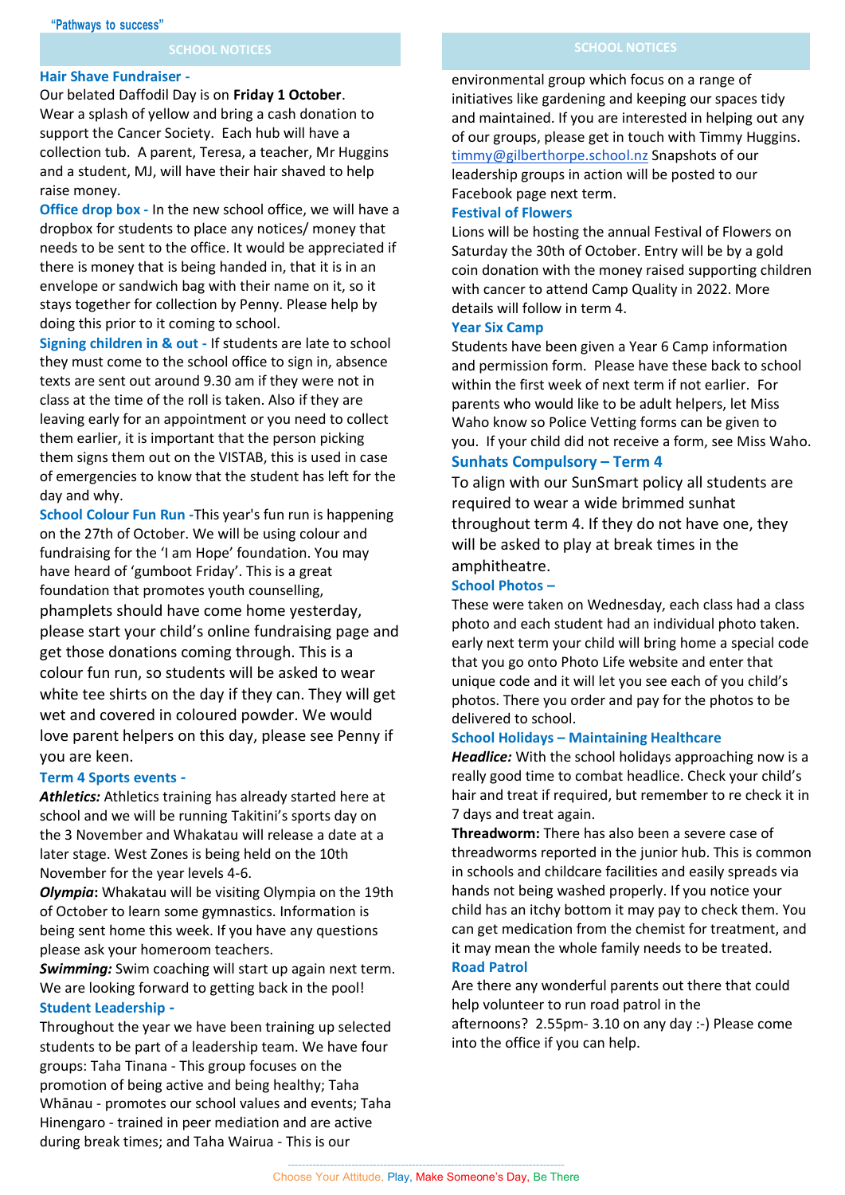## SCHOOL NOTICES

### Hair Shave Fundraiser -

Our belated Daffodil Day is on **Friday 1 October**. Wear a splash of yellow and bring a cash donation to support the Cancer Society. Each hub will have a collection tub. A parent, Teresa, a teacher, Mr Huggins and a student, MJ, will have their hair shaved to help raise money.

**Office drop box -** In the new school office, we will have a dropbox for students to place any notices/ money that needs to be sent to the office. It would be appreciated if there is money that is being handed in, that it is in an envelope or sandwich bag with their name on it, so it stays together for collection by Penny. Please help by doing this prior to it coming to school.

**Signing children in & out -** If students are late to school they must come to the school office to sign in, absence texts are sent out around 9.30 am if they were not in class at the time of the roll is taken. Also if they are leaving early for an appointment or you need to collect them earlier, it is important that the person picking them signs them out on the VISTAB, this is used in case of emergencies to know that the student has left for the day and why.

**School Colour Fun Run -**This year's fun run is happening on the 27th of October. We will be using colour and fundraising for the 'I am Hope' foundation. You may have heard of 'gumboot Friday'. This is a great foundation that promotes youth counselling, phamplets should have come home yesterday, please start your child's online fundraising page and get those donations coming through. This is a colour fun run, so students will be asked to wear white tee shirts on the day if they can. They will get wet and covered in coloured powder. We would love parent helpers on this day, please see Penny if you are keen.

### Term 4 Sports events -

***Athletics:*** Athletics training has already started here at school and we will be running Takitini's sports day on the 3 November and Whakatau will release a date at a later stage. West Zones is being held on the 10th November for the year levels 4-6.

***Olympia*****:** Whakatau will be visiting Olympia on the 19th of October to learn some gymnastics. Information is being sent home this week. If you have any questions please ask your homeroom teachers.

***Swimming:*** Swim coaching will start up again next term. We are looking forward to getting back in the pool!

### Student Leadership -

Throughout the year we have been training up selected students to be part of a leadership team. We have four groups: Taha Tinana - This group focuses on the promotion of being active and being healthy; Taha Whānau - promotes our school values and events; Taha Hinengaro - trained in peer mediation and are active during break times; and Taha Wairua - This is our environmental group which focus on a range of initiatives like gardening and keeping our spaces tidy and maintained. If you are interested in helping out any of our groups, please get in touch with Timmy Huggins. timmy@gilberthorpe.school.nz Snapshots of our leadership groups in action will be posted to our Facebook page next term.

### Festival of Flowers

Lions will be hosting the annual Festival of Flowers on Saturday the 30th of October. Entry will be by a gold coin donation with the money raised supporting children with cancer to attend Camp Quality in 2022. More details will follow in term 4.

### Year Six Camp

Students have been given a Year 6 Camp information and permission form. Please have these back to school within the first week of next term if not earlier. For parents who would like to be adult helpers, let Miss Waho know so Police Vetting forms can be given to you. If your child did not receive a form, see Miss Waho.

### Sunhats Compulsory – Term 4

To align with our SunSmart policy all students are required to wear a wide brimmed sunhat throughout term 4. If they do not have one, they will be asked to play at break times in the amphitheatre.

### School Photos –

These were taken on Wednesday, each class had a class photo and each student had an individual photo taken. early next term your child will bring home a special code that you go onto Photo Life website and enter that unique code and it will let you see each of you child's photos. There you order and pay for the photos to be delivered to school.

### School Holidays – Maintaining Healthcare

***Headlice:*** With the school holidays approaching now is a really good time to combat headlice. Check your child's hair and treat if required, but remember to re check it in 7 days and treat again.

**Threadworm:** There has also been a severe case of threadworms reported in the junior hub. This is common in schools and childcare facilities and easily spreads via hands not being washed properly. If you notice your child has an itchy bottom it may pay to check them. You can get medication from the chemist for treatment, and it may mean the whole family needs to be treated.

### Road Patrol

Are there any wonderful parents out there that could help volunteer to run road patrol in the afternoons? 2.55pm- 3.10 on any day :-) Please come into the office if you can help.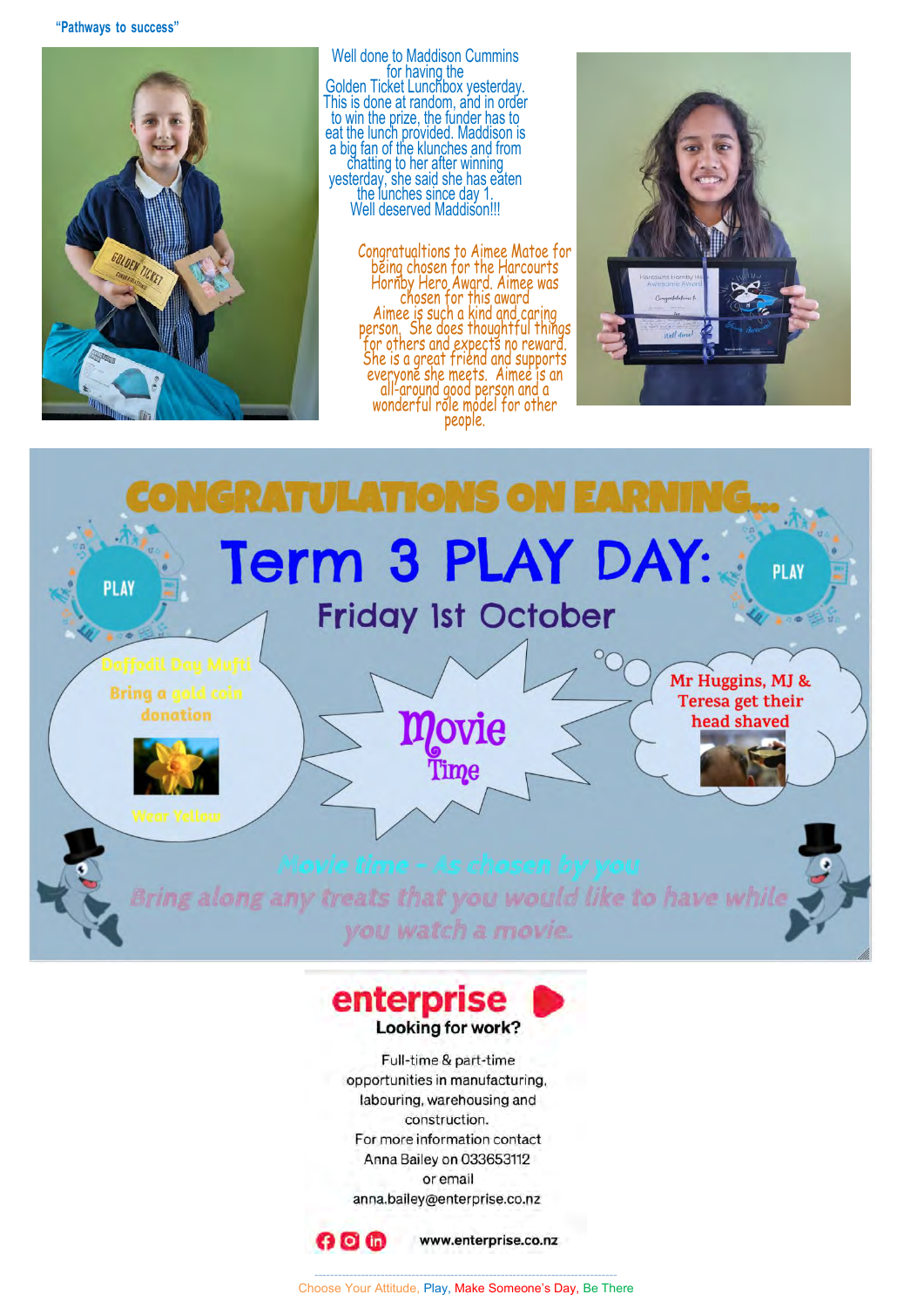"Pathways to success"

Well done to Maddison Cummins for having the Golden Ticket Lunchbox yesterday. This is done at random, and in order to win the prize, the funder has to eat the lunch provided. Maddison is a big fan of the klunches and from chatting to her after winning yesterday, she said she has eaten the lunches since day 1. Well deserved Maddison!!!

Congratualtions to Aimee Matoe for being chosen for the Harcourts Hornby Hero Award. Aimee was chosen for this award. Aimee is such a kind and caring person. She does thoughtful things for others and expects no reward. She is a great friend and supports everyone she meets. Aimee is an all-around good person and a wonderful role model for other people.

# CONGRATULATIONS ON EARNING...

## Term 3 PLAY DAY:

### Friday 1st October

PLAY

Daffodil Day Mufti

Bring a gold coin donation

Wear Yellow

Movie Time

Mr Huggins, MJ & Teresa get their head shaved

Movie time – As chosen by you

Bring along any treats that you would like to have while you watch a movie.

**enterprise**

**Looking for work?**

Full-time & part-time opportunities in manufacturing, labouring, warehousing and construction.

For more information contact Anna Bailey on 033653112 or email anna.bailey@enterprise.co.nz

www.enterprise.co.nz

Choose Your Attitude, Play, Make Someone's Day, Be There